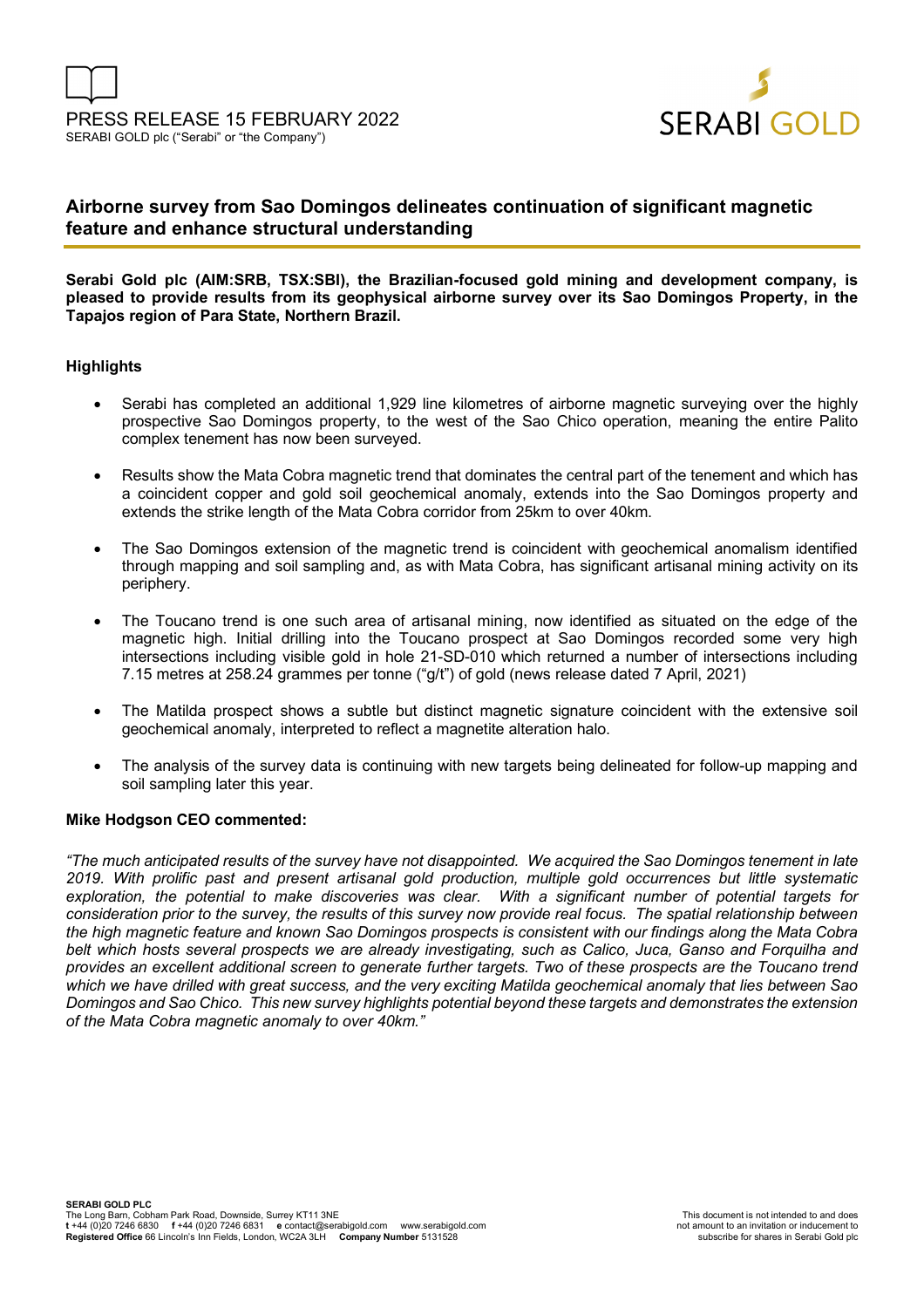PRESS RELEASE 15 FEBRUARY 2022

SERABI GOLD plc ("Serabi" or "the Company")

# Airborne survey from Sao Domingos delineates continuation of significant magnetic feature and enhance structural understanding

**Serabi Gold plc (AIM:SRB, TSX:SBI), the Brazilian-focused gold mining and development company, is pleased to provide results from its geophysical airborne survey over its Sao Domingos Property, in the Tapajos region of Para State, Northern Brazil.**

## Highlights

- Serabi has completed an additional 1,929 line kilometres of airborne magnetic surveying over the highly prospective Sao Domingos property, to the west of the Sao Chico operation, meaning the entire Palito complex tenement has now been surveyed.
- Results show the Mata Cobra magnetic trend that dominates the central part of the tenement and which has a coincident copper and gold soil geochemical anomaly, extends into the Sao Domingos property and extends the strike length of the Mata Cobra corridor from 25km to over 40km.
- The Sao Domingos extension of the magnetic trend is coincident with geochemical anomalism identified through mapping and soil sampling and, as with Mata Cobra, has significant artisanal mining activity on its periphery.
- The Toucano trend is one such area of artisanal mining, now identified as situated on the edge of the magnetic high. Initial drilling into the Toucano prospect at Sao Domingos recorded some very high intersections including visible gold in hole 21-SD-010 which returned a number of intersections including 7.15 metres at 258.24 grammes per tonne ("g/t") of gold (news release dated 7 April, 2021)
- The Matilda prospect shows a subtle but distinct magnetic signature coincident with the extensive soil geochemical anomaly, interpreted to reflect a magnetite alteration halo.
- The analysis of the survey data is continuing with new targets being delineated for follow-up mapping and soil sampling later this year.

**Mike Hodgson CEO commented:**

*"The much anticipated results of the survey have not disappointed. We acquired the Sao Domingos tenement in late 2019. With prolific past and present artisanal gold production, multiple gold occurrences but little systematic exploration, the potential to make discoveries was clear. With a significant number of potential targets for consideration prior to the survey, the results of this survey now provide real focus. The spatial relationship between the high magnetic feature and known Sao Domingos prospects is consistent with our findings along the Mata Cobra belt which hosts several prospects we are already investigating, such as Calico, Juca, Ganso and Forquilha and provides an excellent additional screen to generate further targets. Two of these prospects are the Toucano trend which we have drilled with great success, and the very exciting Matilda geochemical anomaly that lies between Sao Domingos and Sao Chico. This new survey highlights potential beyond these targets and demonstrates the extension of the Mata Cobra magnetic anomaly to over 40km."*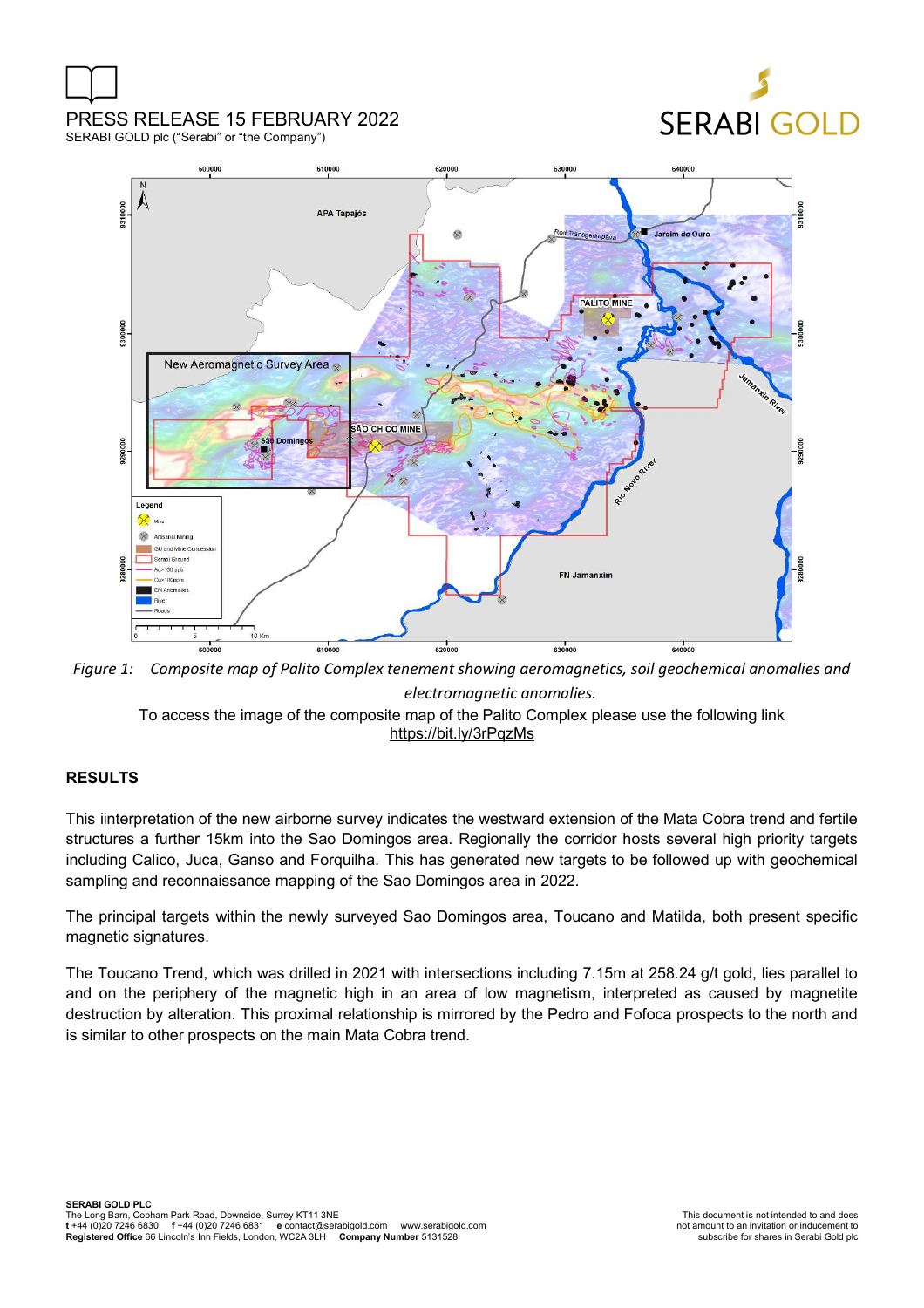*Figure 1: Composite map of Palito Complex tenement showing aeromagnetics, soil geochemical anomalies and electromagnetic anomalies.*

To access the image of the composite map of the Palito Complex please use the following link https://bit.ly/3rPqzMs

**RESULTS**

This iinterpretation of the new airborne survey indicates the westward extension of the Mata Cobra trend and fertile structures a further 15km into the Sao Domingos area. Regionally the corridor hosts several high priority targets including Calico, Juca, Ganso and Forquilha. This has generated new targets to be followed up with geochemical sampling and reconnaissance mapping of the Sao Domingos area in 2022.

The principal targets within the newly surveyed Sao Domingos area, Toucano and Matilda, both present specific magnetic signatures.

The Toucano Trend, which was drilled in 2021 with intersections including 7.15m at 258.24 g/t gold, lies parallel to and on the periphery of the magnetic high in an area of low magnetism, interpreted as caused by magnetite destruction by alteration. This proximal relationship is mirrored by the Pedro and Fofoca prospects to the north and is similar to other prospects on the main Mata Cobra trend.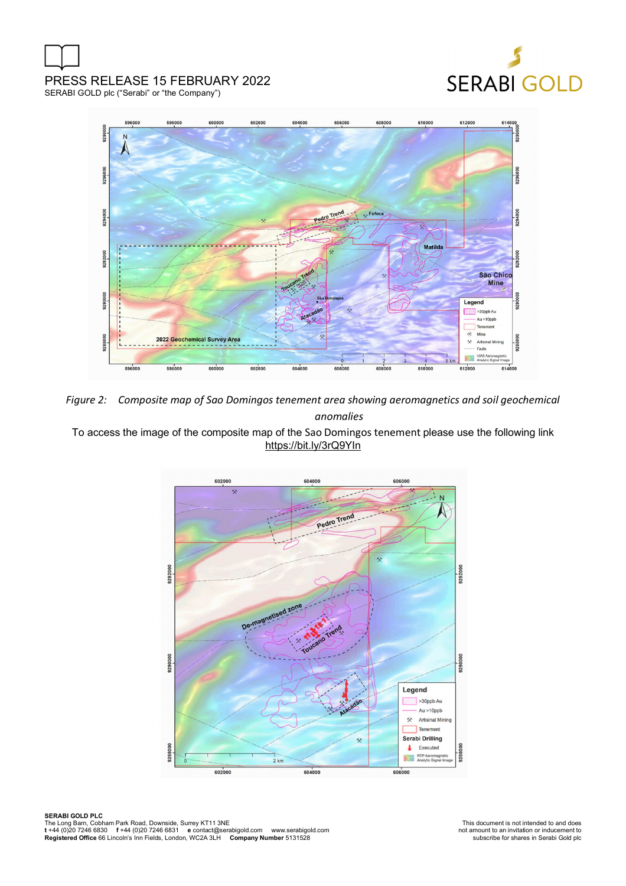*Figure 2: Composite map of Sao Domingos tenement area showing aeromagnetics and soil geochemical anomalies*

To access the image of the composite map of the Sao Domingos tenement please use the following link https://bit.ly/3rQ9YIn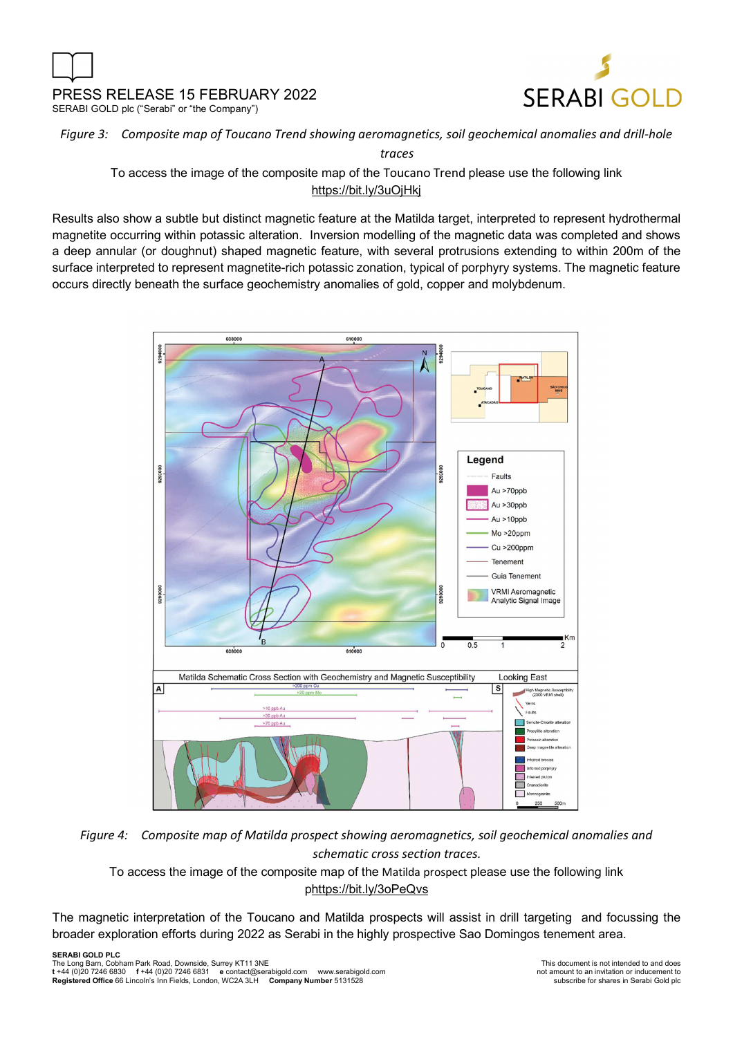*Figure 3: Composite map of Toucano Trend showing aeromagnetics, soil geochemical anomalies and drill-hole traces*

To access the image of the composite map of the Toucano Trend please use the following link https://bit.ly/3uOjHkj

Results also show a subtle but distinct magnetic feature at the Matilda target, interpreted to represent hydrothermal magnetite occurring within potassic alteration. Inversion modelling of the magnetic data was completed and shows a deep annular (or doughnut) shaped magnetic feature, with several protrusions extending to within 200m of the surface interpreted to represent magnetite-rich potassic zonation, typical of porphyry systems. The magnetic feature occurs directly beneath the surface geochemistry anomalies of gold, copper and molybdenum.

*Figure 4: Composite map of Matilda prospect showing aeromagnetics, soil geochemical anomalies and schematic cross section traces.*

To access the image of the composite map of the Matilda prospect please use the following link phttps://bit.ly/3oPeQvs

The magnetic interpretation of the Toucano and Matilda prospects will assist in drill targeting and focussing the broader exploration efforts during 2022 as Serabi in the highly prospective Sao Domingos tenement area.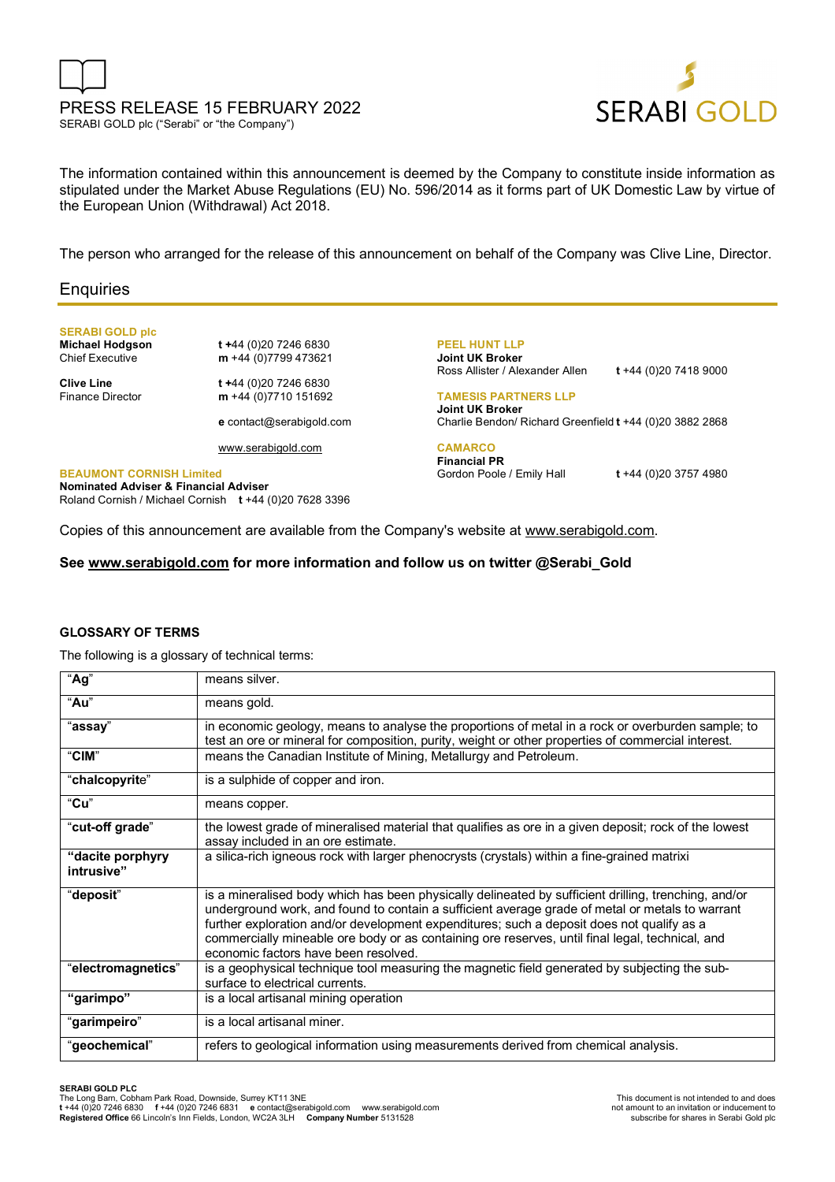PRESS RELEASE 15 FEBRUARY 2022

SERABI GOLD plc ("Serabi" or "the Company")

The information contained within this announcement is deemed by the Company to constitute inside information as stipulated under the Market Abuse Regulations (EU) No. 596/2014 as it forms part of UK Domestic Law by virtue of the European Union (Withdrawal) Act 2018.

The person who arranged for the release of this announcement on behalf of the Company was Clive Line, Director.

## Enquiries

**SERABI GOLD plc**

**Michael Hodgson**
Chief Executive
t +44 (0)20 7246 6830
m +44 (0)7799 473621

**Clive Line**
Finance Director
t +44 (0)20 7246 6830
m +44 (0)7710 151692

e contact@serabigold.com

www.serabigold.com

**BEAUMONT CORNISH Limited**
**Nominated Adviser & Financial Adviser**
Roland Cornish / Michael Cornish t +44 (0)20 7628 3396

**PEEL HUNT LLP**
**Joint UK Broker**
Ross Allister / Alexander Allen t +44 (0)20 7418 9000

**TAMESIS PARTNERS LLP**
**Joint UK Broker**
Charlie Bendon/ Richard Greenfield t +44 (0)20 3882 2868

**CAMARCO**
**Financial PR**
Gordon Poole / Emily Hall t +44 (0)20 3757 4980

Copies of this announcement are available from the Company's website at www.serabigold.com.

**See www.serabigold.com for more information and follow us on twitter @Serabi_Gold**

### GLOSSARY OF TERMS

The following is a glossary of technical terms:

| | |
|---|---|
| "**Ag**" | means silver. |
| "**Au**" | means gold. |
| "**assay**" | in economic geology, means to analyse the proportions of metal in a rock or overburden sample; to test an ore or mineral for composition, purity, weight or other properties of commercial interest. |
| "**CIM**" | means the Canadian Institute of Mining, Metallurgy and Petroleum. |
| "**chalcopyrite**" | is a sulphide of copper and iron. |
| "**Cu**" | means copper. |
| "**cut-off grade**" | the lowest grade of mineralised material that qualifies as ore in a given deposit; rock of the lowest assay included in an ore estimate. |
| **"dacite porphyry intrusive"** | a silica-rich igneous rock with larger phenocrysts (crystals) within a fine-grained matrixi |
| "**deposit**" | is a mineralised body which has been physically delineated by sufficient drilling, trenching, and/or underground work, and found to contain a sufficient average grade of metal or metals to warrant further exploration and/or development expenditures; such a deposit does not qualify as a commercially mineable ore body or as containing ore reserves, until final legal, technical, and economic factors have been resolved. |
| "**electromagnetics**" | is a geophysical technique tool measuring the magnetic field generated by subjecting the sub-surface to electrical currents. |
| **"garimpo"** | is a local artisanal mining operation |
| "**garimpeiro**" | is a local artisanal miner. |
| "**geochemical**" | refers to geological information using measurements derived from chemical analysis. |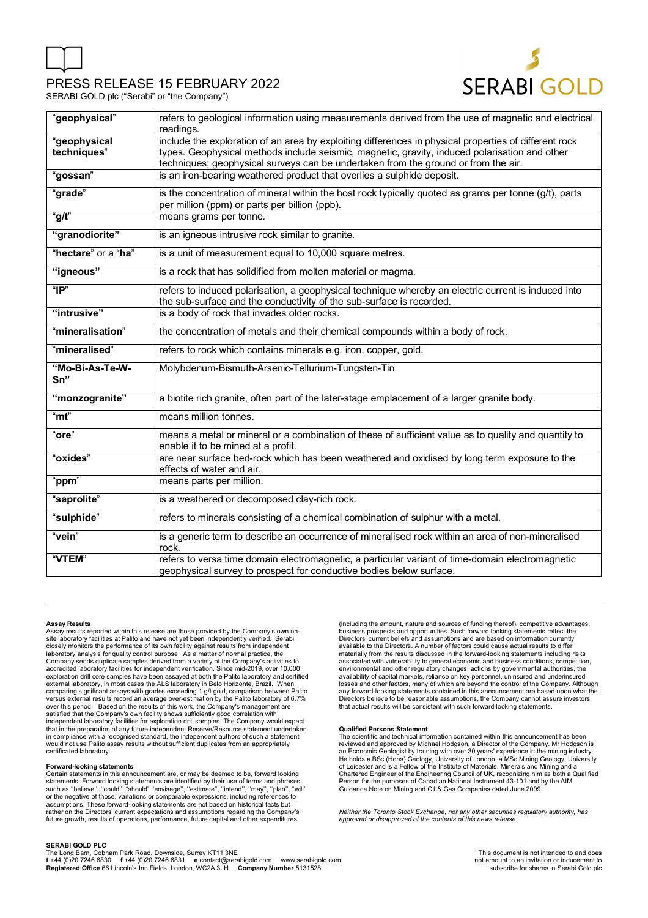| | |
|---|---|
| "**geophysical**" | refers to geological information using measurements derived from the use of magnetic and electrical readings. |
| "**geophysical techniques**" | include the exploration of an area by exploiting differences in physical properties of different rock types. Geophysical methods include seismic, magnetic, gravity, induced polarisation and other techniques; geophysical surveys can be undertaken from the ground or from the air. |
| "**gossan**" | is an iron-bearing weathered product that overlies a sulphide deposit. |
| "**grade**" | is the concentration of mineral within the host rock typically quoted as grams per tonne (g/t), parts per million (ppm) or parts per billion (ppb). |
| "**g/t**" | means grams per tonne. |
| **"granodiorite"** | is an igneous intrusive rock similar to granite. |
| "**hectare**" or a "**ha**" | is a unit of measurement equal to 10,000 square metres. |
| **"igneous"** | is a rock that has solidified from molten material or magma. |
| "**IP**" | refers to induced polarisation, a geophysical technique whereby an electric current is induced into the sub-surface and the conductivity of the sub-surface is recorded. |
| **"intrusive"** | is a body of rock that invades older rocks. |
| "**mineralisation**" | the concentration of metals and their chemical compounds within a body of rock. |
| "**mineralised**" | refers to rock which contains minerals e.g. iron, copper, gold. |
| **"Mo-Bi-As-Te-W-Sn"** | Molybdenum-Bismuth-Arsenic-Tellurium-Tungsten-Tin |
| **"monzogranite"** | a biotite rich granite, often part of the later-stage emplacement of a larger granite body. |
| "**mt**" | means million tonnes. |
| "**ore**" | means a metal or mineral or a combination of these of sufficient value as to quality and quantity to enable it to be mined at a profit. |
| "**oxides**" | are near surface bed-rock which has been weathered and oxidised by long term exposure to the effects of water and air. |
| "**ppm**" | means parts per million. |
| "**saprolite**" | is a weathered or decomposed clay-rich rock. |
| "**sulphide**" | refers to minerals consisting of a chemical combination of sulphur with a metal. |
| "**vein**" | is a generic term to describe an occurrence of mineralised rock within an area of non-mineralised rock. |
| "**VTEM**" | refers to versa time domain electromagnetic, a particular variant of time-domain electromagnetic geophysical survey to prospect for conductive bodies below surface. |

**Assay Results**

Assay results reported within this release are those provided by the Company's own on-site laboratory facilities at Palito and have not yet been independently verified. Serabi closely monitors the performance of its own facility against results from independent laboratory analysis for quality control purpose. As a matter of normal practice, the Company sends duplicate samples derived from a variety of the Company's activities to accredited laboratory facilities for independent verification. Since mid-2019, over 10,000 exploration drill core samples have been assayed at both the Palito laboratory and certified external laboratory, in most cases the ALS laboratory in Belo Horizonte, Brazil. When comparing significant assays with grades exceeding 1 g/t gold, comparison between Palito versus external results record an average over-estimation by the Palito laboratory of 6.7% over this period. Based on the results of this work, the Company's management are satisfied that the Company's own facility shows sufficiently good correlation with independent laboratory facilities for exploration drill samples. The Company would expect that in the preparation of any future independent Reserve/Resource statement undertaken in compliance with a recognised standard, the independent authors of such a statement would not use Palito assay results without sufficient duplicates from an appropriately certificated laboratory.

**Forward-looking statements**

Certain statements in this announcement are, or may be deemed to be, forward looking statements. Forward looking statements are identified by their use of terms and phrases such as ''believe'', ''could'', "should" ''envisage'', ''estimate'', ''intend'', ''may'', ''plan'', ''will'' or the negative of those, variations or comparable expressions, including references to assumptions. These forward-looking statements are not based on historical facts but rather on the Directors' current expectations and assumptions regarding the Company's future growth, results of operations, performance, future capital and other expenditures (including the amount, nature and sources of funding thereof), competitive advantages, business prospects and opportunities. Such forward looking statements reflect the Directors' current beliefs and assumptions and are based on information currently available to the Directors. A number of factors could cause actual results to differ materially from the results discussed in the forward-looking statements including risks associated with vulnerability to general economic and business conditions, competition, environmental and other regulatory changes, actions by governmental authorities, the availability of capital markets, reliance on key personnel, uninsured and underinsured losses and other factors, many of which are beyond the control of the Company. Although any forward-looking statements contained in this announcement are based upon what the Directors believe to be reasonable assumptions, the Company cannot assure investors that actual results will be consistent with such forward looking statements.

**Qualified Persons Statement**

The scientific and technical information contained within this announcement has been reviewed and approved by Michael Hodgson, a Director of the Company. Mr Hodgson is an Economic Geologist by training with over 30 years' experience in the mining industry. He holds a BSc (Hons) Geology, University of London, a MSc Mining Geology, University of Leicester and is a Fellow of the Institute of Materials, Minerals and Mining and a Chartered Engineer of the Engineering Council of UK, recognizing him as both a Qualified Person for the purposes of Canadian National Instrument 43-101 and by the AIM Guidance Note on Mining and Oil & Gas Companies dated June 2009.

*Neither the Toronto Stock Exchange, nor any other securities regulatory authority, has approved or disapproved of the contents of this news release*